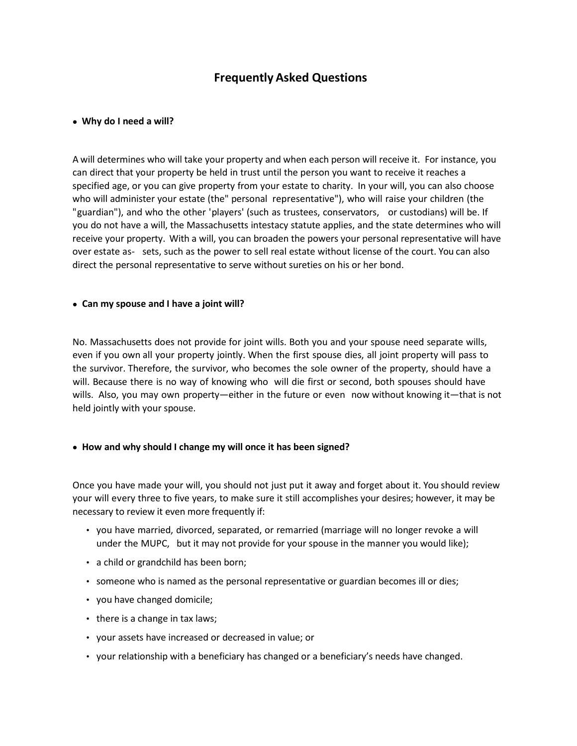# Frequently Asked Questions

- **Why do I need a will?**

A will determines who will take your property and when each person will receive it. For instance, you can direct that your property be held in trust until the person you want to receive it reaches a specified age, or you can give property from your estate to charity. In your will, you can also choose who will administer your estate (the" personal representative"), who will raise your children (the "guardian"), and who the other 'players' (such as trustees, conservators, or custodians) will be. If you do not have a will, the Massachusetts intestacy statute applies, and the state determines who will receive your property. With a will, you can broaden the powers your personal representative will have over estate as- sets, such as the power to sell real estate without license of the court. You can also direct the personal representative to serve without sureties on his or her bond.

- **Can my spouse and I have a joint will?**

No. Massachusetts does not provide for joint wills. Both you and your spouse need separate wills, even if you own all your property jointly. When the first spouse dies, all joint property will pass to the survivor. Therefore, the survivor, who becomes the sole owner of the property, should have a will. Because there is no way of knowing who will die first or second, both spouses should have wills. Also, you may own property—either in the future or even now without knowing it—that is not held jointly with your spouse.

- **How and why should I change my will once it has been signed?**

Once you have made your will, you should not just put it away and forget about it. You should review your will every three to five years, to make sure it still accomplishes your desires; however, it may be necessary to review it even more frequently if:

- you have married, divorced, separated, or remarried (marriage will no longer revoke a will under the MUPC, but it may not provide for your spouse in the manner you would like);
- a child or grandchild has been born;
- someone who is named as the personal representative or guardian becomes ill or dies;
- you have changed domicile;
- there is a change in tax laws;
- your assets have increased or decreased in value; or
- your relationship with a beneficiary has changed or a beneficiary's needs have changed.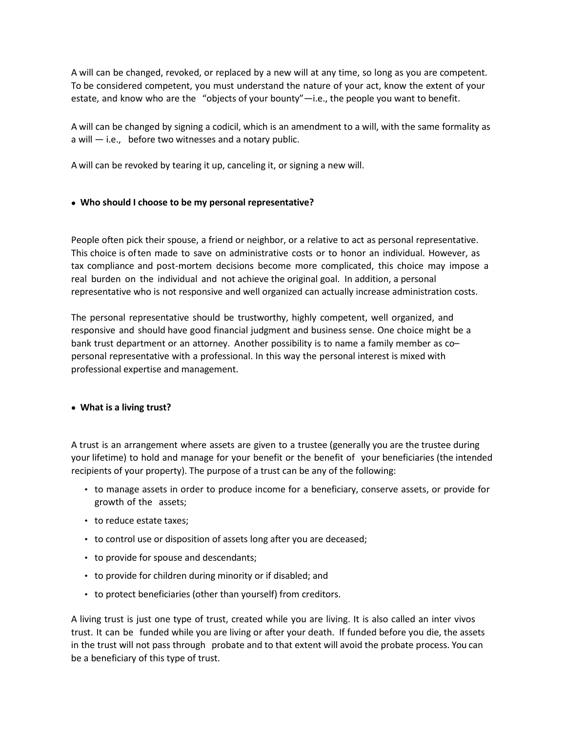A will can be changed, revoked, or replaced by a new will at any time, so long as you are competent. To be considered competent, you must understand the nature of your act, know the extent of your estate, and know who are the "objects of your bounty"—i.e., the people you want to benefit.

A will can be changed by signing a codicil, which is an amendment to a will, with the same formality as a will — i.e., before two witnesses and a notary public.

A will can be revoked by tearing it up, canceling it, or signing a new will.

- **Who should I choose to be my personal representative?**

People often pick their spouse, a friend or neighbor, or a relative to act as personal representative. This choice is often made to save on administrative costs or to honor an individual. However, as tax compliance and post-mortem decisions become more complicated, this choice may impose a real burden on the individual and not achieve the original goal. In addition, a personal representative who is not responsive and well organized can actually increase administration costs.

The personal representative should be trustworthy, highly competent, well organized, and responsive and should have good financial judgment and business sense. One choice might be a bank trust department or an attorney. Another possibility is to name a family member as co–personal representative with a professional. In this way the personal interest is mixed with professional expertise and management.

- **What is a living trust?**

A trust is an arrangement where assets are given to a trustee (generally you are the trustee during your lifetime) to hold and manage for your benefit or the benefit of your beneficiaries (the intended recipients of your property). The purpose of a trust can be any of the following:

- to manage assets in order to produce income for a beneficiary, conserve assets, or provide for growth of the assets;
- to reduce estate taxes;
- to control use or disposition of assets long after you are deceased;
- to provide for spouse and descendants;
- to provide for children during minority or if disabled; and
- to protect beneficiaries (other than yourself) from creditors.

A living trust is just one type of trust, created while you are living. It is also called an inter vivos trust. It can be funded while you are living or after your death. If funded before you die, the assets in the trust will not pass through probate and to that extent will avoid the probate process. You can be a beneficiary of this type of trust.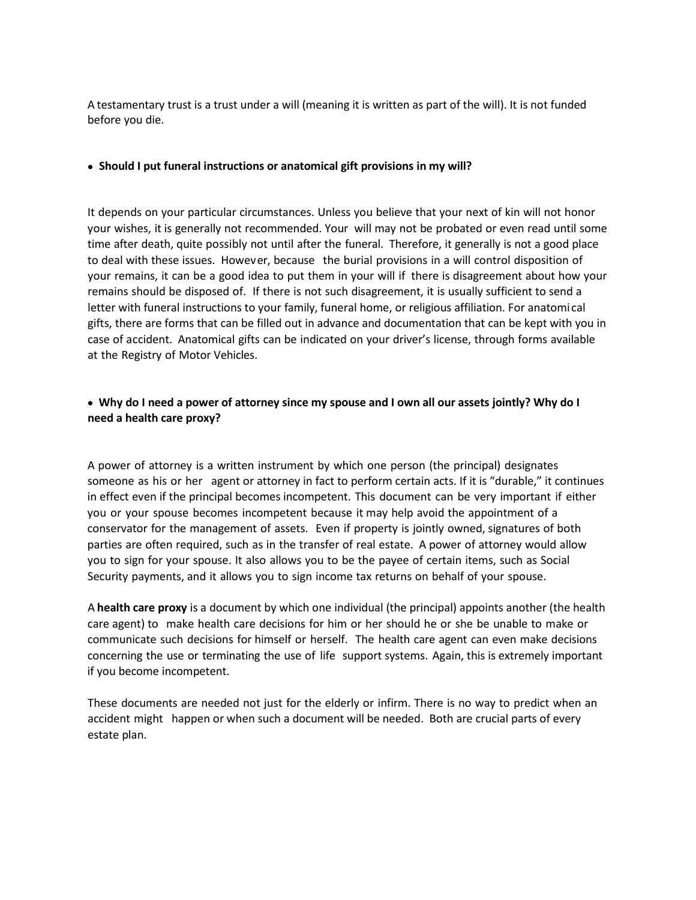A testamentary trust is a trust under a will (meaning it is written as part of the will). It is not funded before you die.

- **Should I put funeral instructions or anatomical gift provisions in my will?**

It depends on your particular circumstances. Unless you believe that your next of kin will not honor your wishes, it is generally not recommended. Your will may not be probated or even read until some time after death, quite possibly not until after the funeral. Therefore, it generally is not a good place to deal with these issues. However, because the burial provisions in a will control disposition of your remains, it can be a good idea to put them in your will if there is disagreement about how your remains should be disposed of. If there is not such disagreement, it is usually sufficient to send a letter with funeral instructions to your family, funeral home, or religious affiliation. For anatomical gifts, there are forms that can be filled out in advance and documentation that can be kept with you in case of accident. Anatomical gifts can be indicated on your driver's license, through forms available at the Registry of Motor Vehicles.

- **Why do I need a power of attorney since my spouse and I own all our assets jointly? Why do I need a health care proxy?**

A power of attorney is a written instrument by which one person (the principal) designates someone as his or her agent or attorney in fact to perform certain acts. If it is "durable," it continues in effect even if the principal becomes incompetent. This document can be very important if either you or your spouse becomes incompetent because it may help avoid the appointment of a conservator for the management of assets. Even if property is jointly owned, signatures of both parties are often required, such as in the transfer of real estate. A power of attorney would allow you to sign for your spouse. It also allows you to be the payee of certain items, such as Social Security payments, and it allows you to sign income tax returns on behalf of your spouse.

A **health care proxy** is a document by which one individual (the principal) appoints another (the health care agent) to make health care decisions for him or her should he or she be unable to make or communicate such decisions for himself or herself. The health care agent can even make decisions concerning the use or terminating the use of life support systems. Again, this is extremely important if you become incompetent.

These documents are needed not just for the elderly or infirm. There is no way to predict when an accident might happen or when such a document will be needed. Both are crucial parts of every estate plan.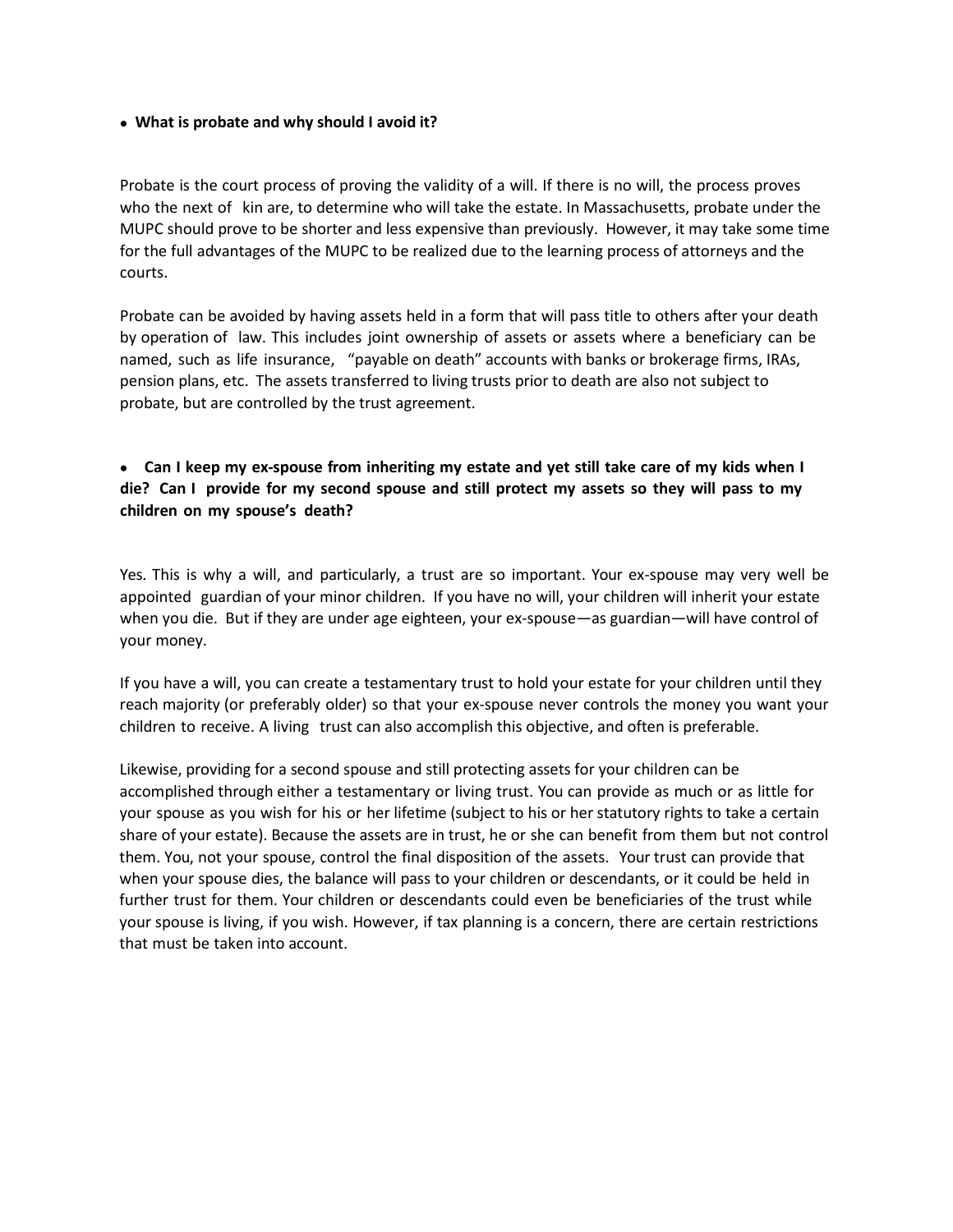- **What is probate and why should I avoid it?**

Probate is the court process of proving the validity of a will. If there is no will, the process proves who the next of kin are, to determine who will take the estate. In Massachusetts, probate under the MUPC should prove to be shorter and less expensive than previously. However, it may take some time for the full advantages of the MUPC to be realized due to the learning process of attorneys and the courts.

Probate can be avoided by having assets held in a form that will pass title to others after your death by operation of law. This includes joint ownership of assets or assets where a beneficiary can be named, such as life insurance, "payable on death" accounts with banks or brokerage firms, IRAs, pension plans, etc. The assets transferred to living trusts prior to death are also not subject to probate, but are controlled by the trust agreement.

- **Can I keep my ex-spouse from inheriting my estate and yet still take care of my kids when I die? Can I provide for my second spouse and still protect my assets so they will pass to my children on my spouse's death?**

Yes. This is why a will, and particularly, a trust are so important. Your ex-spouse may very well be appointed guardian of your minor children. If you have no will, your children will inherit your estate when you die. But if they are under age eighteen, your ex-spouse—as guardian—will have control of your money.

If you have a will, you can create a testamentary trust to hold your estate for your children until they reach majority (or preferably older) so that your ex-spouse never controls the money you want your children to receive. A living trust can also accomplish this objective, and often is preferable.

Likewise, providing for a second spouse and still protecting assets for your children can be accomplished through either a testamentary or living trust. You can provide as much or as little for your spouse as you wish for his or her lifetime (subject to his or her statutory rights to take a certain share of your estate). Because the assets are in trust, he or she can benefit from them but not control them. You, not your spouse, control the final disposition of the assets. Your trust can provide that when your spouse dies, the balance will pass to your children or descendants, or it could be held in further trust for them. Your children or descendants could even be beneficiaries of the trust while your spouse is living, if you wish. However, if tax planning is a concern, there are certain restrictions that must be taken into account.